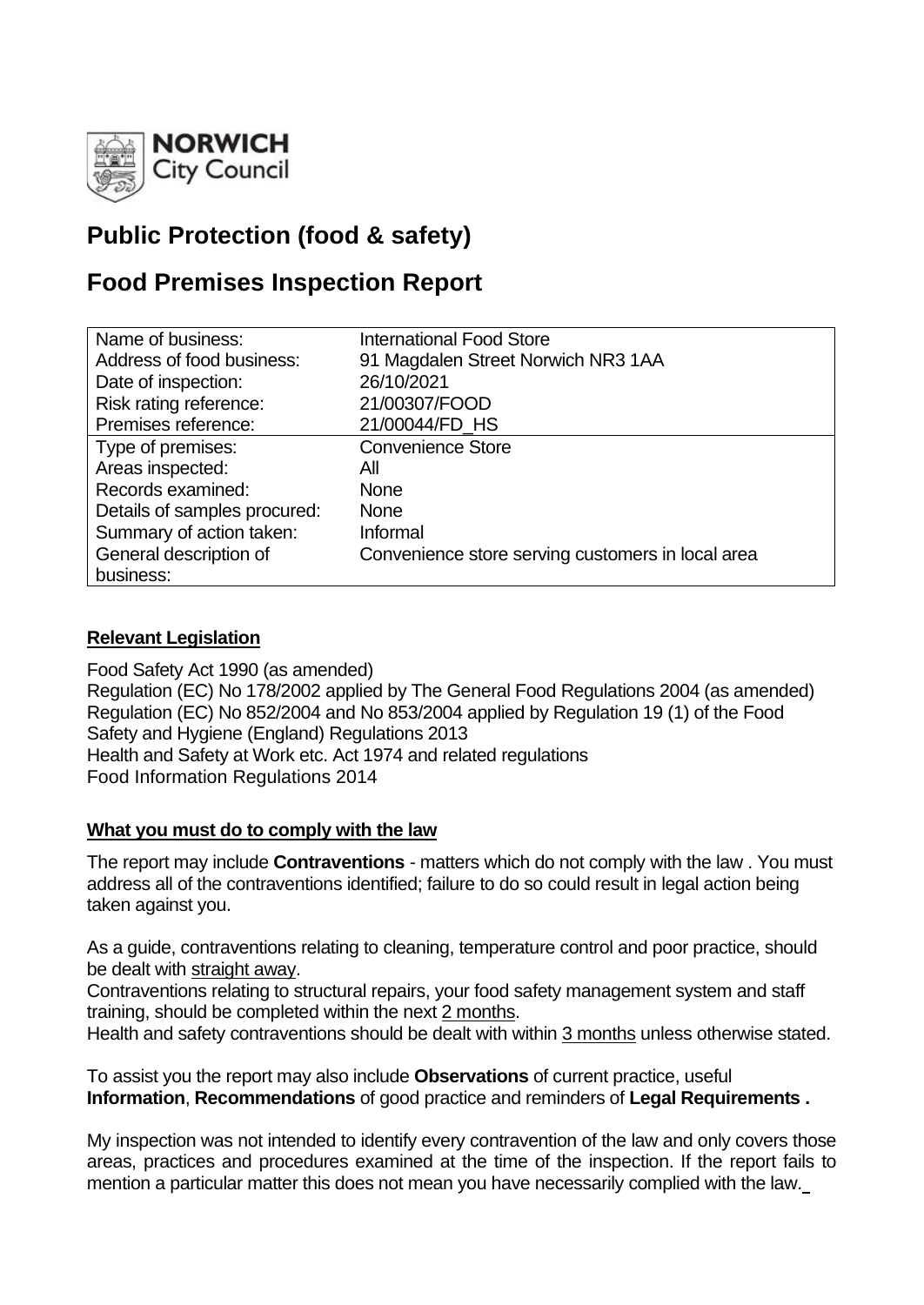NORWICH City Council

# Public Protection (food & safety)

# Food Premises Inspection Report

| Name of business: | International Food Store |
|---|---|
| Address of food business: | 91 Magdalen Street Norwich NR3 1AA |
| Date of inspection: | 26/10/2021 |
| Risk rating reference: | 21/00307/FOOD |
| Premises reference: | 21/00044/FD_HS |
| Type of premises: | Convenience Store |
| Areas inspected: | All |
| Records examined: | None |
| Details of samples procured: | None |
| Summary of action taken: | Informal |
| General description of business: | Convenience store serving customers in local area |

## Relevant Legislation

Food Safety Act 1990 (as amended)
Regulation (EC) No 178/2002 applied by The General Food Regulations 2004 (as amended)
Regulation (EC) No 852/2004 and No 853/2004 applied by Regulation 19 (1) of the Food Safety and Hygiene (England) Regulations 2013
Health and Safety at Work etc. Act 1974 and related regulations
Food Information Regulations 2014

## What you must do to comply with the law

The report may include **Contraventions** - matters which do not comply with the law . You must address all of the contraventions identified; failure to do so could result in legal action being taken against you.

As a guide, contraventions relating to cleaning, temperature control and poor practice, should be dealt with straight away.
Contraventions relating to structural repairs, your food safety management system and staff training, should be completed within the next 2 months.
Health and safety contraventions should be dealt with within 3 months unless otherwise stated.

To assist you the report may also include **Observations** of current practice, useful **Information**, **Recommendations** of good practice and reminders of **Legal Requirements .**

My inspection was not intended to identify every contravention of the law and only covers those areas, practices and procedures examined at the time of the inspection. If the report fails to mention a particular matter this does not mean you have necessarily complied with the law.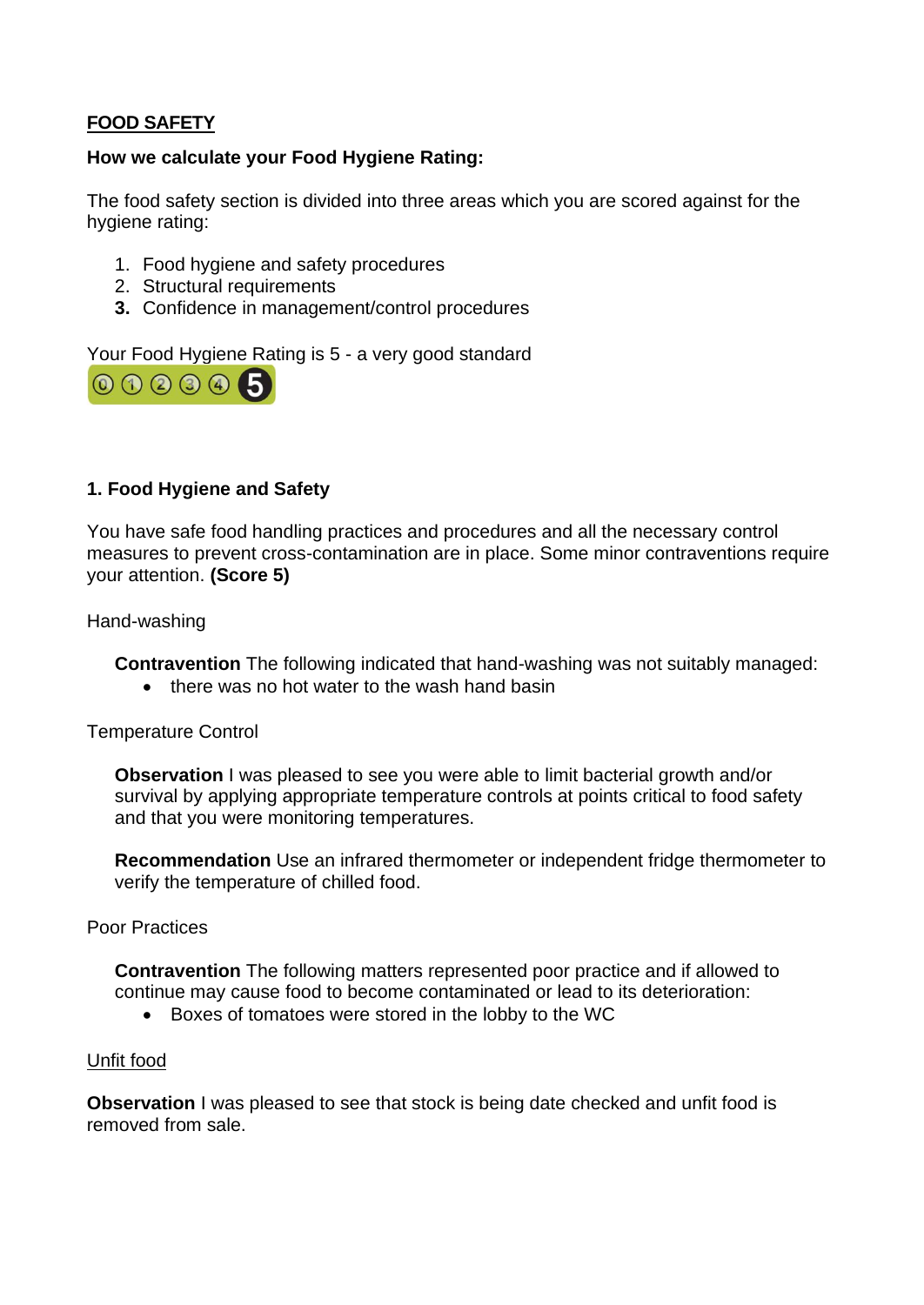**FOOD SAFETY**

**How we calculate your Food Hygiene Rating:**

The food safety section is divided into three areas which you are scored against for the hygiene rating:

1. Food hygiene and safety procedures
2. Structural requirements
3. Confidence in management/control procedures

Your Food Hygiene Rating is 5 - a very good standard

**1. Food Hygiene and Safety**

You have safe food handling practices and procedures and all the necessary control measures to prevent cross-contamination are in place. Some minor contraventions require your attention. **(Score 5)**

Hand-washing

**Contravention** The following indicated that hand-washing was not suitably managed:

- there was no hot water to the wash hand basin

Temperature Control

**Observation** I was pleased to see you were able to limit bacterial growth and/or survival by applying appropriate temperature controls at points critical to food safety and that you were monitoring temperatures.

**Recommendation** Use an infrared thermometer or independent fridge thermometer to verify the temperature of chilled food.

Poor Practices

**Contravention** The following matters represented poor practice and if allowed to continue may cause food to become contaminated or lead to its deterioration:

- Boxes of tomatoes were stored in the lobby to the WC

Unfit food

**Observation** I was pleased to see that stock is being date checked and unfit food is removed from sale.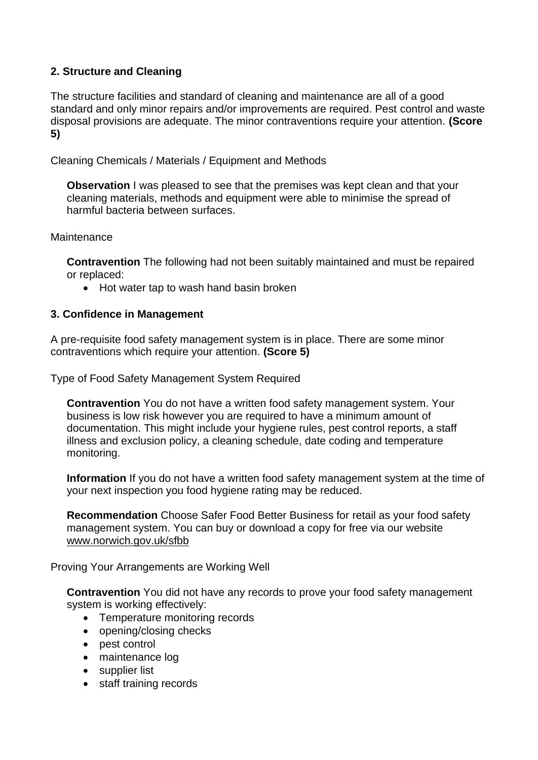### 2. Structure and Cleaning

The structure facilities and standard of cleaning and maintenance are all of a good standard and only minor repairs and/or improvements are required. Pest control and waste disposal provisions are adequate. The minor contraventions require your attention. **(Score 5)**

Cleaning Chemicals / Materials / Equipment and Methods

> **Observation** I was pleased to see that the premises was kept clean and that your cleaning materials, methods and equipment were able to minimise the spread of harmful bacteria between surfaces.

Maintenance

> **Contravention** The following had not been suitably maintained and must be repaired or replaced:
>
> - Hot water tap to wash hand basin broken

### 3. Confidence in Management

A pre-requisite food safety management system is in place. There are some minor contraventions which require your attention. **(Score 5)**

Type of Food Safety Management System Required

> **Contravention** You do not have a written food safety management system. Your business is low risk however you are required to have a minimum amount of documentation. This might include your hygiene rules, pest control reports, a staff illness and exclusion policy, a cleaning schedule, date coding and temperature monitoring.
>
> **Information** If you do not have a written food safety management system at the time of your next inspection you food hygiene rating may be reduced.
>
> **Recommendation** Choose Safer Food Better Business for retail as your food safety management system. You can buy or download a copy for free via our website www.norwich.gov.uk/sfbb

Proving Your Arrangements are Working Well

> **Contravention** You did not have any records to prove your food safety management system is working effectively:
>
> - Temperature monitoring records
> - opening/closing checks
> - pest control
> - maintenance log
> - supplier list
> - staff training records